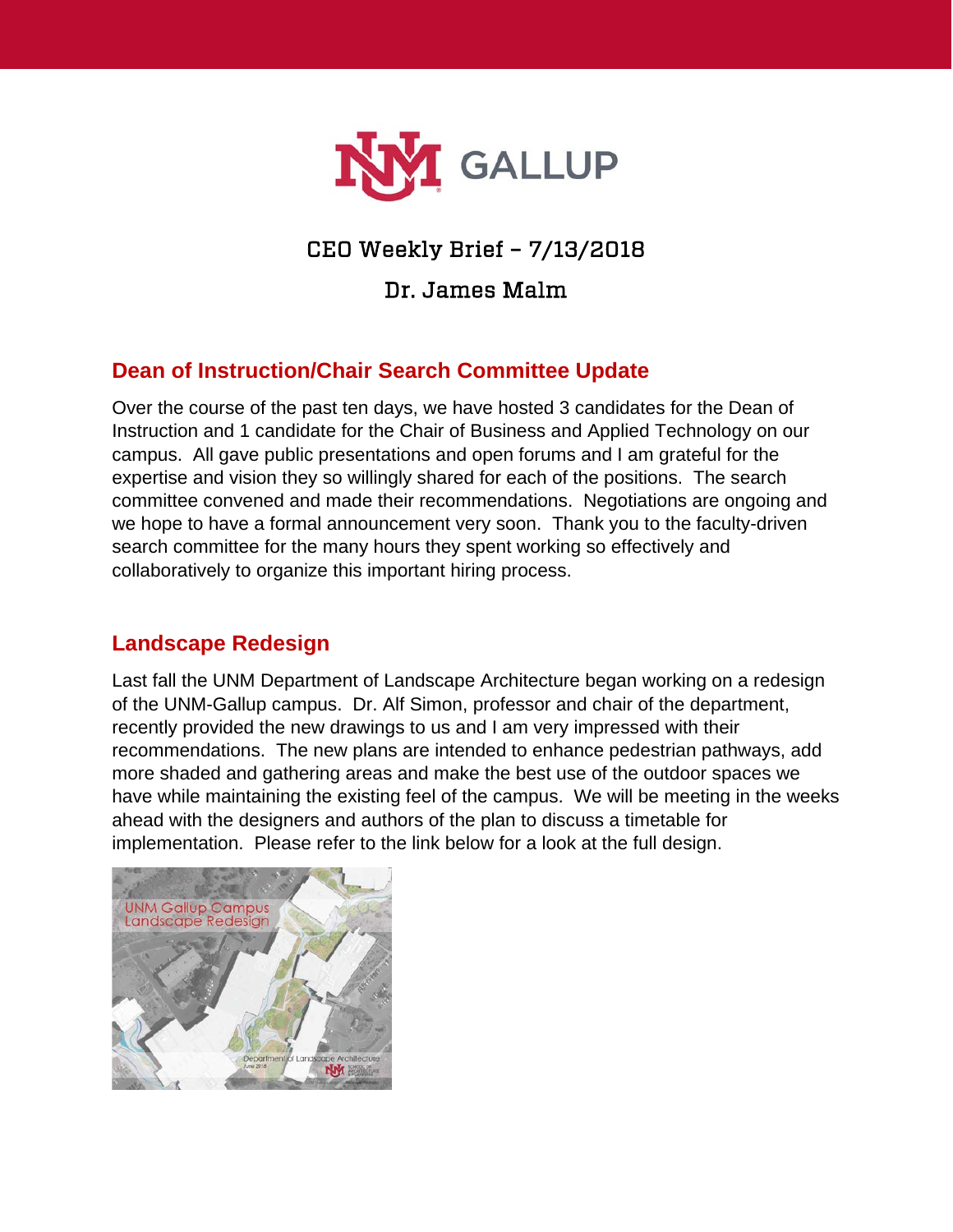# CEO Weekly Brief – 7/13/2018

## Dr. James Malm

## Dean of Instruction/Chair Search Committee Update

Over the course of the past ten days, we have hosted 3 candidates for the Dean of Instruction and 1 candidate for the Chair of Business and Applied Technology on our campus. All gave public presentations and open forums and I am grateful for the expertise and vision they so willingly shared for each of the positions. The search committee convened and made their recommendations. Negotiations are ongoing and we hope to have a formal announcement very soon. Thank you to the faculty-driven search committee for the many hours they spent working so effectively and collaboratively to organize this important hiring process.

## Landscape Redesign

Last fall the UNM Department of Landscape Architecture began working on a redesign of the UNM-Gallup campus. Dr. Alf Simon, professor and chair of the department, recently provided the new drawings to us and I am very impressed with their recommendations. The new plans are intended to enhance pedestrian pathways, add more shaded and gathering areas and make the best use of the outdoor spaces we have while maintaining the existing feel of the campus. We will be meeting in the weeks ahead with the designers and authors of the plan to discuss a timetable for implementation. Please refer to the link below for a look at the full design.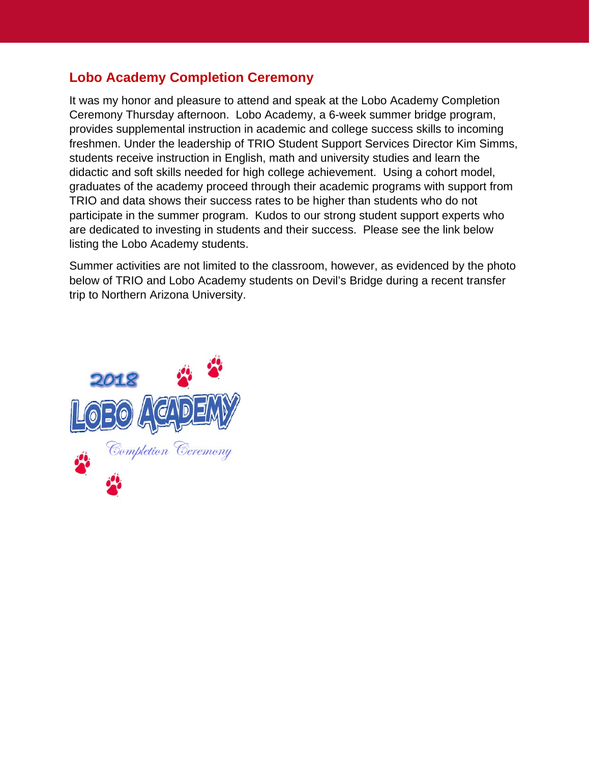## Lobo Academy Completion Ceremony

It was my honor and pleasure to attend and speak at the Lobo Academy Completion Ceremony Thursday afternoon. Lobo Academy, a 6-week summer bridge program, provides supplemental instruction in academic and college success skills to incoming freshmen. Under the leadership of TRIO Student Support Services Director Kim Simms, students receive instruction in English, math and university studies and learn the didactic and soft skills needed for high college achievement. Using a cohort model, graduates of the academy proceed through their academic programs with support from TRIO and data shows their success rates to be higher than students who do not participate in the summer program. Kudos to our strong student support experts who are dedicated to investing in students and their success. Please see the link below listing the Lobo Academy students.

Summer activities are not limited to the classroom, however, as evidenced by the photo below of TRIO and Lobo Academy students on Devil's Bridge during a recent transfer trip to Northern Arizona University.

2018 LOBO ACADEMY

Completion Ceremony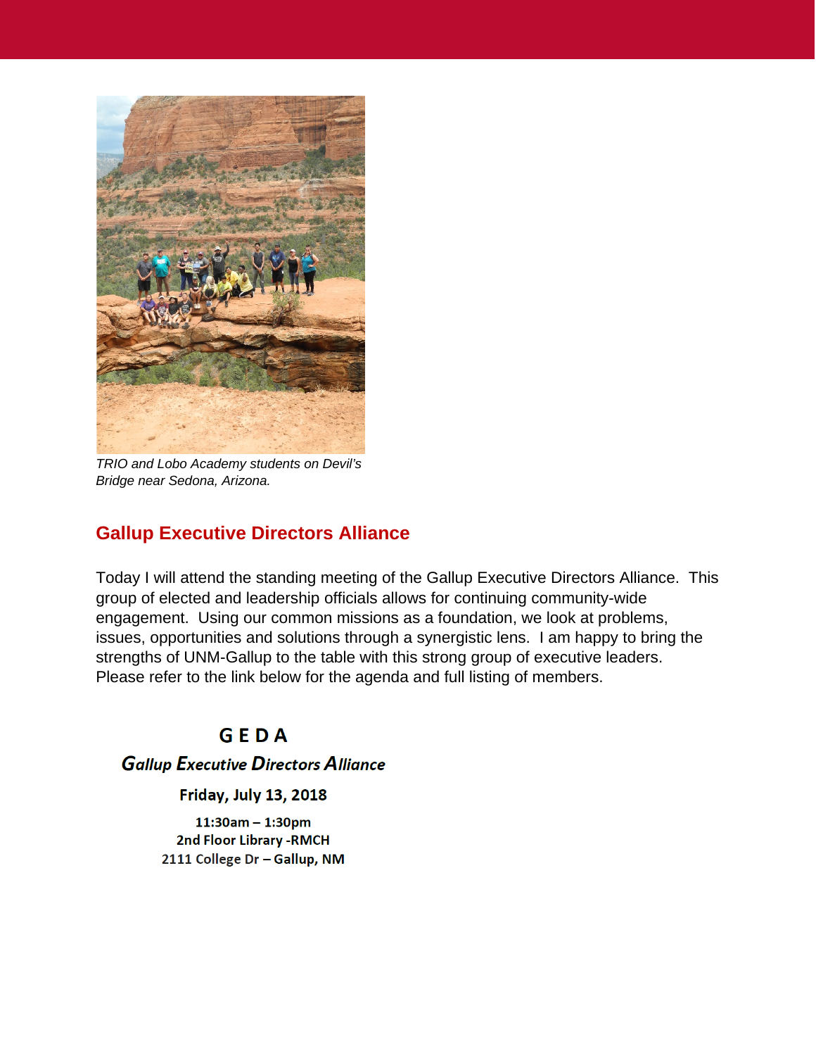*TRIO and Lobo Academy students on Devil's Bridge near Sedona, Arizona.*

## Gallup Executive Directors Alliance

Today I will attend the standing meeting of the Gallup Executive Directors Alliance. This group of elected and leadership officials allows for continuing community-wide engagement. Using our common missions as a foundation, we look at problems, issues, opportunities and solutions through a synergistic lens. I am happy to bring the strengths of UNM-Gallup to the table with this strong group of executive leaders. Please refer to the link below for the agenda and full listing of members.

**G E D A**

***Gallup Executive Directors Alliance***

**Friday, July 13, 2018**

**11:30am – 1:30pm**
**2nd Floor Library -RMCH**
**2111 College Dr – Gallup, NM**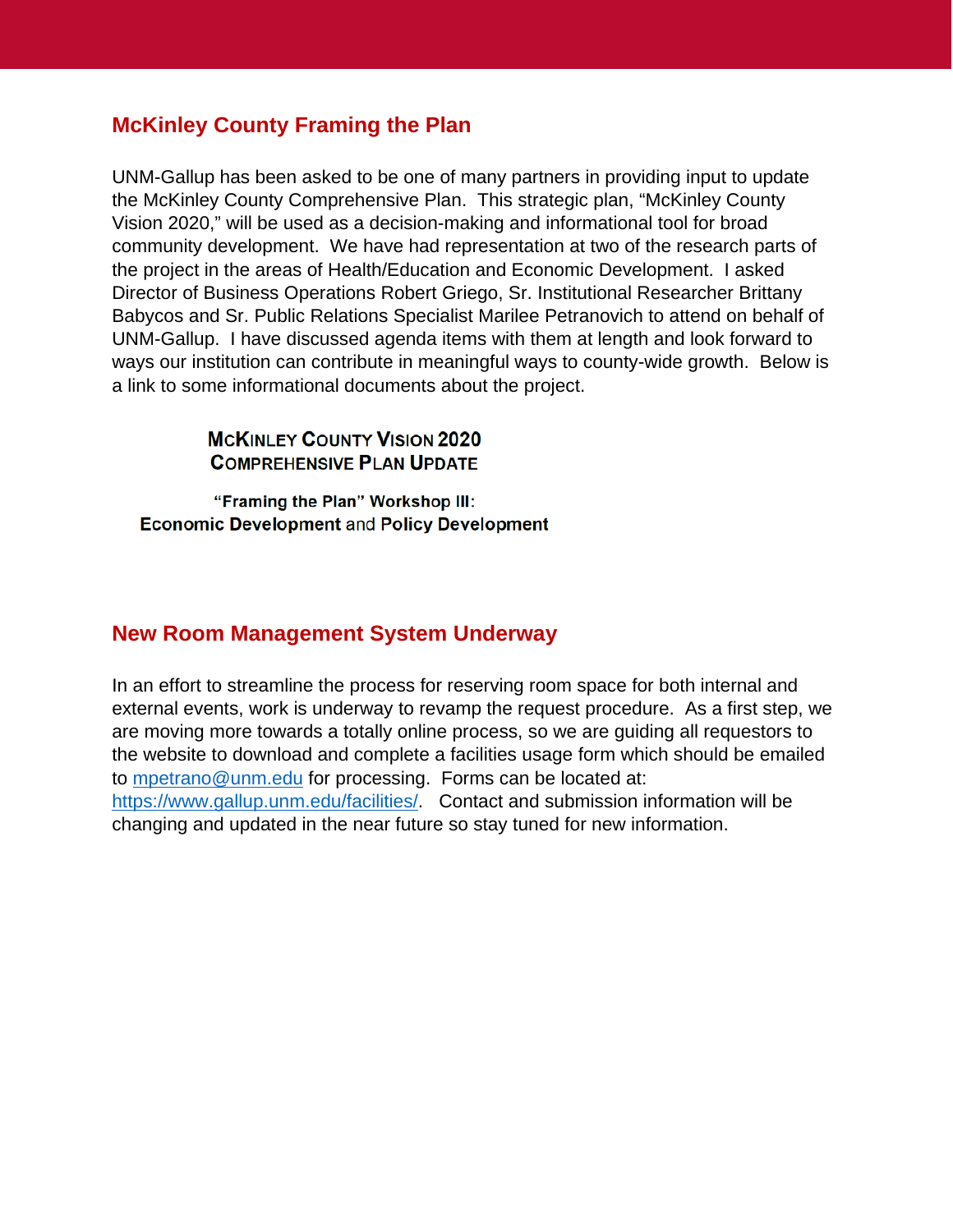## McKinley County Framing the Plan

UNM-Gallup has been asked to be one of many partners in providing input to update the McKinley County Comprehensive Plan. This strategic plan, "McKinley County Vision 2020," will be used as a decision-making and informational tool for broad community development. We have had representation at two of the research parts of the project in the areas of Health/Education and Economic Development. I asked Director of Business Operations Robert Griego, Sr. Institutional Researcher Brittany Babycos and Sr. Public Relations Specialist Marilee Petranovich to attend on behalf of UNM-Gallup. I have discussed agenda items with them at length and look forward to ways our institution can contribute in meaningful ways to county-wide growth. Below is a link to some informational documents about the project.

**McKinley County Vision 2020**
**Comprehensive Plan Update**

**"Framing the Plan" Workshop III:**
**Economic Development** and **Policy Development**

## New Room Management System Underway

In an effort to streamline the process for reserving room space for both internal and external events, work is underway to revamp the request procedure. As a first step, we are moving more towards a totally online process, so we are guiding all requestors to the website to download and complete a facilities usage form which should be emailed to mpetrano@unm.edu for processing. Forms can be located at: https://www.gallup.unm.edu/facilities/. Contact and submission information will be changing and updated in the near future so stay tuned for new information.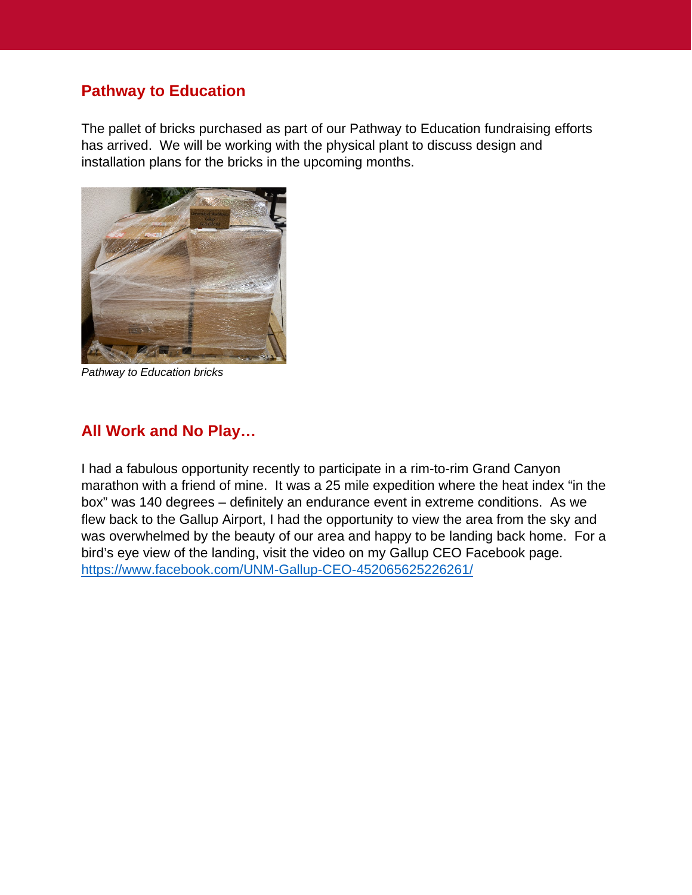## Pathway to Education

The pallet of bricks purchased as part of our Pathway to Education fundraising efforts has arrived. We will be working with the physical plant to discuss design and installation plans for the bricks in the upcoming months.

*Pathway to Education bricks*

## All Work and No Play…

I had a fabulous opportunity recently to participate in a rim-to-rim Grand Canyon marathon with a friend of mine. It was a 25 mile expedition where the heat index "in the box" was 140 degrees – definitely an endurance event in extreme conditions. As we flew back to the Gallup Airport, I had the opportunity to view the area from the sky and was overwhelmed by the beauty of our area and happy to be landing back home. For a bird's eye view of the landing, visit the video on my Gallup CEO Facebook page.
https://www.facebook.com/UNM-Gallup-CEO-452065625226261/